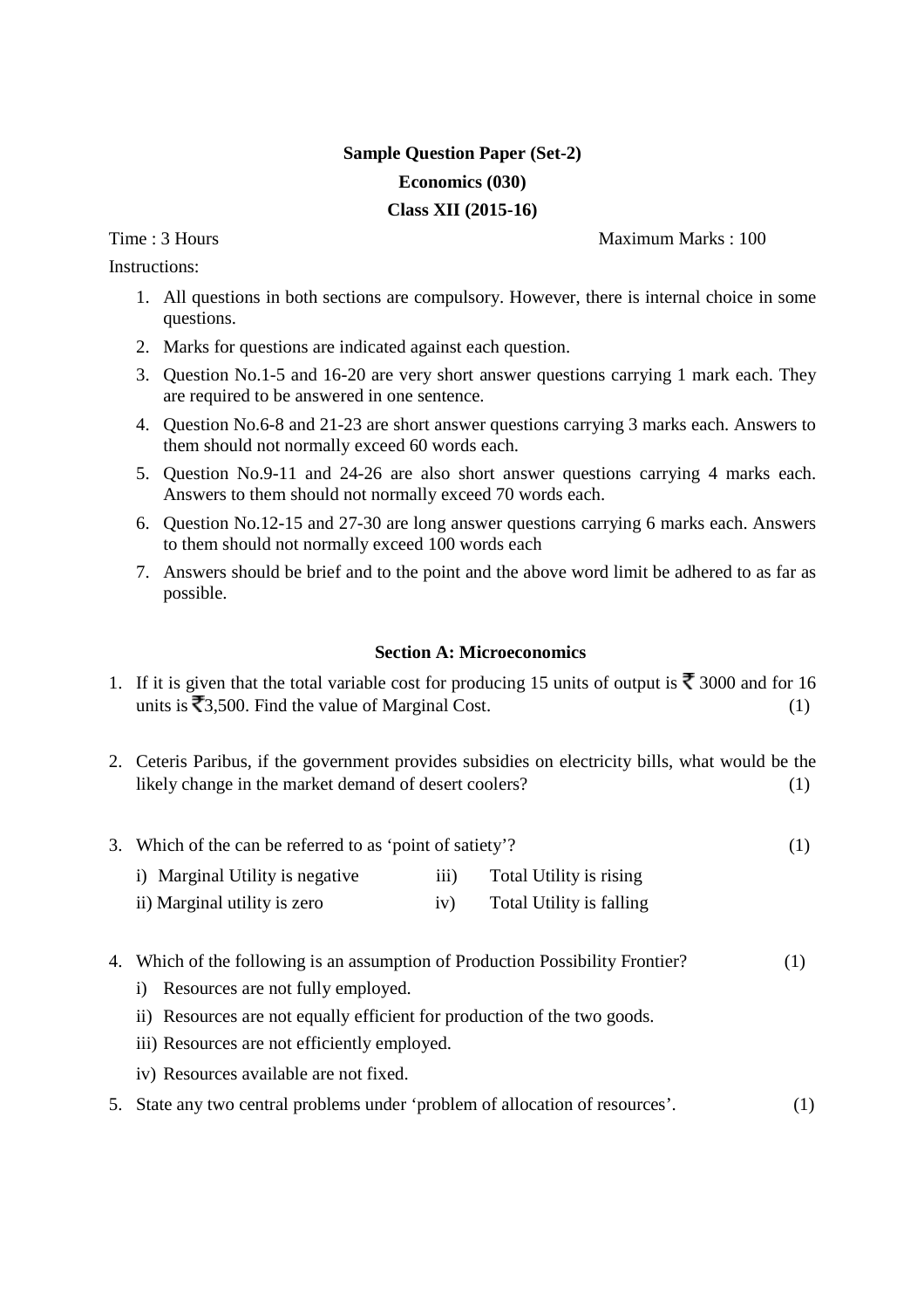**Sample Question Paper (Set-2)**

**Economics (030)**

**Class XII (2015-16)**

Time : 3 Hours Maximum Marks : 100

Instructions:

1. All questions in both sections are compulsory. However, there is internal choice in some questions.
2. Marks for questions are indicated against each question.
3. Question No.1-5 and 16-20 are very short answer questions carrying 1 mark each. They are required to be answered in one sentence.
4. Question No.6-8 and 21-23 are short answer questions carrying 3 marks each. Answers to them should not normally exceed 60 words each.
5. Question No.9-11 and 24-26 are also short answer questions carrying 4 marks each. Answers to them should not normally exceed 70 words each.
6. Question No.12-15 and 27-30 are long answer questions carrying 6 marks each. Answers to them should not normally exceed 100 words each
7. Answers should be brief and to the point and the above word limit be adhered to as far as possible.

**Section A: Microeconomics**

1. If it is given that the total variable cost for producing 15 units of output is ₹ 3000 and for 16 units is ₹3,500. Find the value of Marginal Cost. (1)

2. Ceteris Paribus, if the government provides subsidies on electricity bills, what would be the likely change in the market demand of desert coolers? (1)

3. Which of the can be referred to as 'point of satiety'? (1)

   i) Marginal Utility is negative
   ii) Marginal utility is zero
   iii) Total Utility is rising
   iv) Total Utility is falling

4. Which of the following is an assumption of Production Possibility Frontier? (1)

   i) Resources are not fully employed.
   ii) Resources are not equally efficient for production of the two goods.
   iii) Resources are not efficiently employed.
   iv) Resources available are not fixed.

5. State any two central problems under 'problem of allocation of resources'. (1)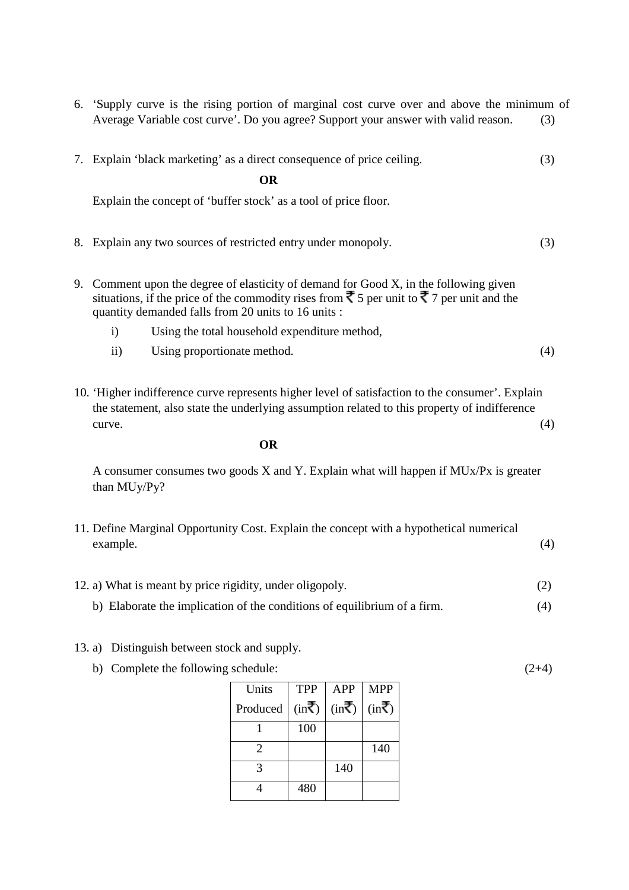6. 'Supply curve is the rising portion of marginal cost curve over and above the minimum of Average Variable cost curve'. Do you agree? Support your answer with valid reason. (3)

7. Explain 'black marketing' as a direct consequence of price ceiling. (3)

   **OR**

   Explain the concept of 'buffer stock' as a tool of price floor.

8. Explain any two sources of restricted entry under monopoly. (3)

9. Comment upon the degree of elasticity of demand for Good X, in the following given situations, if the price of the commodity rises from ₹ 5 per unit to ₹ 7 per unit and the quantity demanded falls from 20 units to 16 units :

   i) Using the total household expenditure method,

   ii) Using proportionate method. (4)

10. 'Higher indifference curve represents higher level of satisfaction to the consumer'. Explain the statement, also state the underlying assumption related to this property of indifference curve. (4)

    **OR**

    A consumer consumes two goods X and Y. Explain what will happen if $MUx/Px$ is greater than $MUy/Py$?

11. Define Marginal Opportunity Cost. Explain the concept with a hypothetical numerical example. (4)

12. a) What is meant by price rigidity, under oligopoly. (2)

    b) Elaborate the implication of the conditions of equilibrium of a firm. (4)

13. a) Distinguish between stock and supply.

    b) Complete the following schedule: (2+4)

| Units Produced | TPP (in₹) | APP (in₹) | MPP (in₹) |
|---|---|---|---|
| 1 | 100 | | |
| 2 | | | 140 |
| 3 | | 140 | |
| 4 | 480 | | |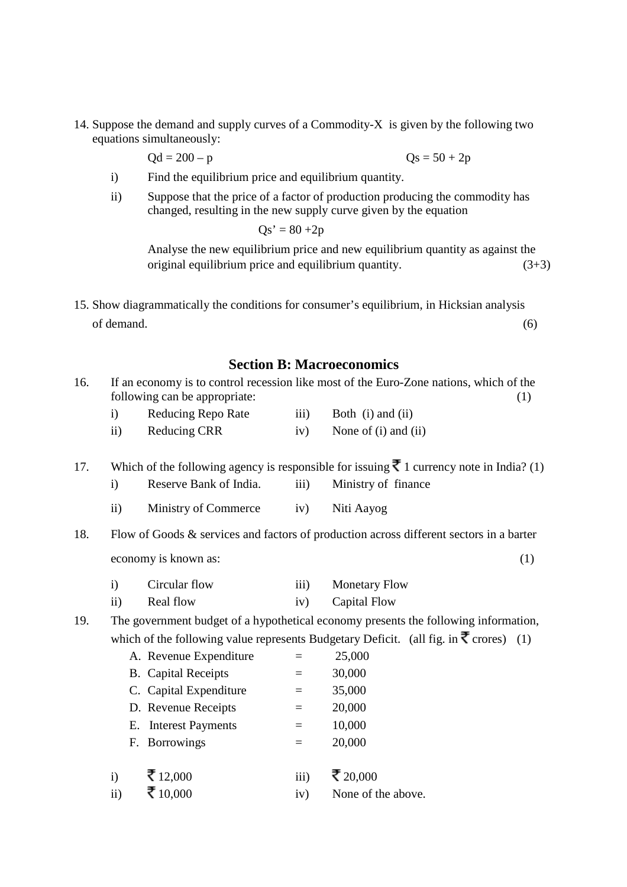14. Suppose the demand and supply curves of a Commodity-X is given by the following two equations simultaneously:

    $Qd = 200 - p$ $\qquad\qquad\qquad\qquad$ $Qs = 50 + 2p$

    i) Find the equilibrium price and equilibrium quantity.

    ii) Suppose that the price of a factor of production producing the commodity has changed, resulting in the new supply curve given by the equation

    $$Qs' = 80 + 2p$$

    Analyse the new equilibrium price and new equilibrium quantity as against the original equilibrium price and equilibrium quantity. (3+3)

15. Show diagrammatically the conditions for consumer's equilibrium, in Hicksian analysis of demand. (6)

## Section B: Macroeconomics

16. If an economy is to control recession like most of the Euro-Zone nations, which of the following can be appropriate: (1)

    i) Reducing Repo Rate
    ii) Reducing CRR
    iii) Both (i) and (ii)
    iv) None of (i) and (ii)

17. Which of the following agency is responsible for issuing ₹ 1 currency note in India? (1)

    i) Reserve Bank of India.
    ii) Ministry of Commerce
    iii) Ministry of finance
    iv) Niti Aayog

18. Flow of Goods & services and factors of production across different sectors in a barter economy is known as: (1)

    i) Circular flow
    ii) Real flow
    iii) Monetary Flow
    iv) Capital Flow

19. The government budget of a hypothetical economy presents the following information, which of the following value represents Budgetary Deficit. (all fig. in ₹ crores) (1)

    A. Revenue Expenditure = 25,000
    B. Capital Receipts = 30,000
    C. Capital Expenditure = 35,000
    D. Revenue Receipts = 20,000
    E. Interest Payments = 10,000
    F. Borrowings = 20,000

    i) ₹ 12,000
    ii) ₹ 10,000
    iii) ₹ 20,000
    iv) None of the above.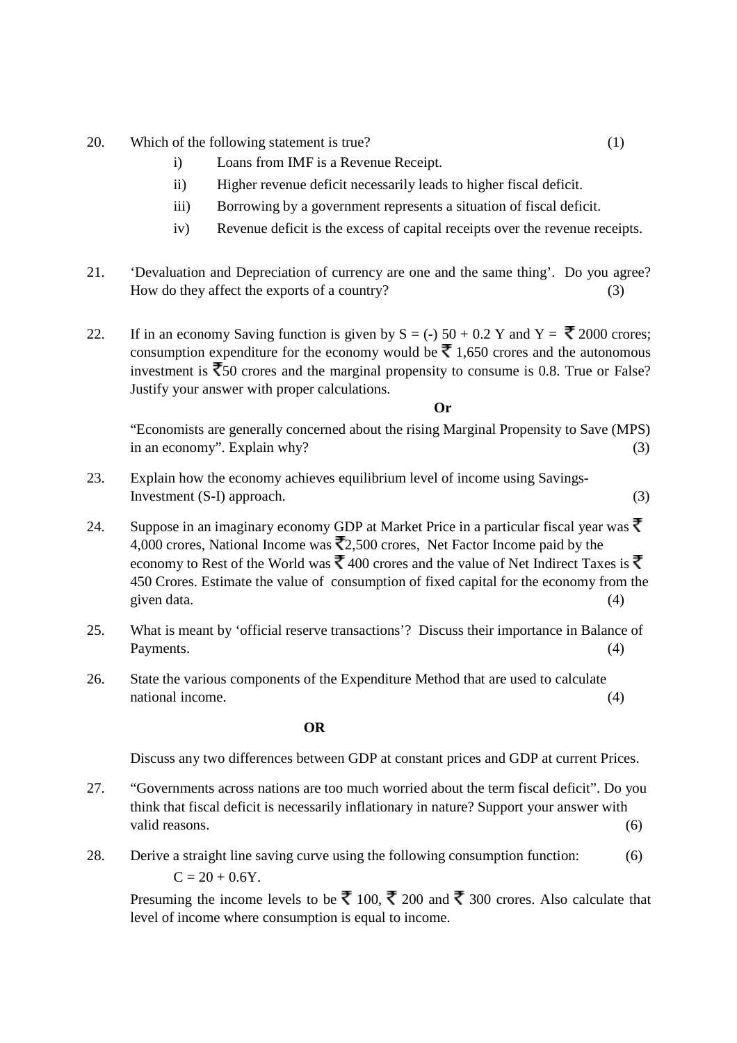20. Which of the following statement is true? (1)

    i) Loans from IMF is a Revenue Receipt.

    ii) Higher revenue deficit necessarily leads to higher fiscal deficit.

    iii) Borrowing by a government represents a situation of fiscal deficit.

    iv) Revenue deficit is the excess of capital receipts over the revenue receipts.

21. 'Devaluation and Depreciation of currency are one and the same thing'. Do you agree? How do they affect the exports of a country? (3)

22. If in an economy Saving function is given by $S = (-)\ 50 + 0.2\ Y$ and $Y =$ ₹ 2000 crores; consumption expenditure for the economy would be ₹ 1,650 crores and the autonomous investment is ₹50 crores and the marginal propensity to consume is 0.8. True or False? Justify your answer with proper calculations.

    **Or**

    "Economists are generally concerned about the rising Marginal Propensity to Save (MPS) in an economy". Explain why? (3)

23. Explain how the economy achieves equilibrium level of income using Savings-Investment (S-I) approach. (3)

24. Suppose in an imaginary economy GDP at Market Price in a particular fiscal year was ₹ 4,000 crores, National Income was ₹2,500 crores, Net Factor Income paid by the economy to Rest of the World was ₹ 400 crores and the value of Net Indirect Taxes is ₹ 450 Crores. Estimate the value of consumption of fixed capital for the economy from the given data. (4)

25. What is meant by 'official reserve transactions'? Discuss their importance in Balance of Payments. (4)

26. State the various components of the Expenditure Method that are used to calculate national income. (4)

    **OR**

    Discuss any two differences between GDP at constant prices and GDP at current Prices.

27. "Governments across nations are too much worried about the term fiscal deficit". Do you think that fiscal deficit is necessarily inflationary in nature? Support your answer with valid reasons. (6)

28. Derive a straight line saving curve using the following consumption function: (6)

    $C = 20 + 0.6Y$.

    Presuming the income levels to be ₹ 100, ₹ 200 and ₹ 300 crores. Also calculate that level of income where consumption is equal to income.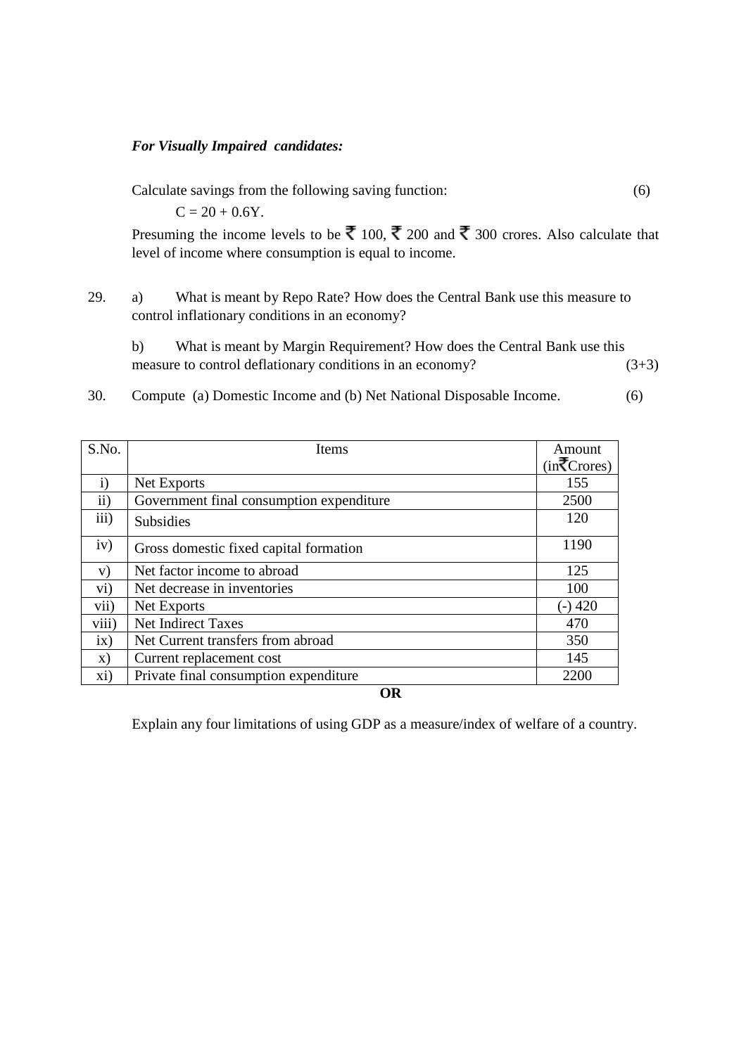***For Visually Impaired candidates:***

Calculate savings from the following saving function: (6)

$C = 20 + 0.6Y$.

Presuming the income levels to be ₹ 100, ₹ 200 and ₹ 300 crores. Also calculate that level of income where consumption is equal to income.

29. a) What is meant by Repo Rate? How does the Central Bank use this measure to control inflationary conditions in an economy?

    b) What is meant by Margin Requirement? How does the Central Bank use this measure to control deflationary conditions in an economy? (3+3)

30. Compute (a) Domestic Income and (b) Net National Disposable Income. (6)

| S.No. | Items | Amount (in ₹ Crores) |
|---|---|---|
| i) | Net Exports | 155 |
| ii) | Government final consumption expenditure | 2500 |
| iii) | Subsidies | 120 |
| iv) | Gross domestic fixed capital formation | 1190 |
| v) | Net factor income to abroad | 125 |
| vi) | Net decrease in inventories | 100 |
| vii) | Net Exports | (-) 420 |
| viii) | Net Indirect Taxes | 470 |
| ix) | Net Current transfers from abroad | 350 |
| x) | Current replacement cost | 145 |
| xi) | Private final consumption expenditure | 2200 |

**OR**

Explain any four limitations of using GDP as a measure/index of welfare of a country.